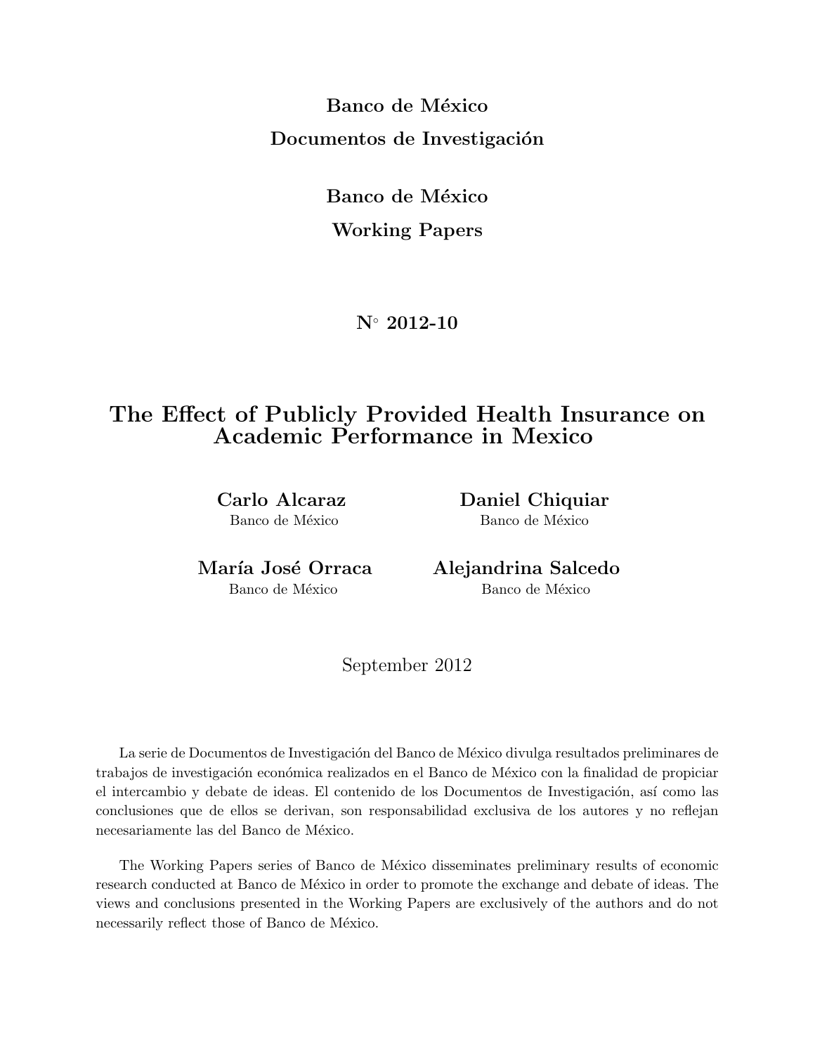**Banco de México**

**Documentos de Investigación**

**Banco de México**

**Working Papers**

**N° 2012-10**

# The Effect of Publicly Provided Health Insurance on Academic Performance in Mexico

**Carlo Alcaraz**
Banco de México

**Daniel Chiquiar**
Banco de México

**María José Orraca**
Banco de México

**Alejandrina Salcedo**
Banco de México

September 2012

La serie de Documentos de Investigación del Banco de México divulga resultados preliminares de trabajos de investigación económica realizados en el Banco de México con la finalidad de propiciar el intercambio y debate de ideas. El contenido de los Documentos de Investigación, así como las conclusiones que de ellos se derivan, son responsabilidad exclusiva de los autores y no reflejan necesariamente las del Banco de México.

The Working Papers series of Banco de México disseminates preliminary results of economic research conducted at Banco de México in order to promote the exchange and debate of ideas. The views and conclusions presented in the Working Papers are exclusively of the authors and do not necessarily reflect those of Banco de México.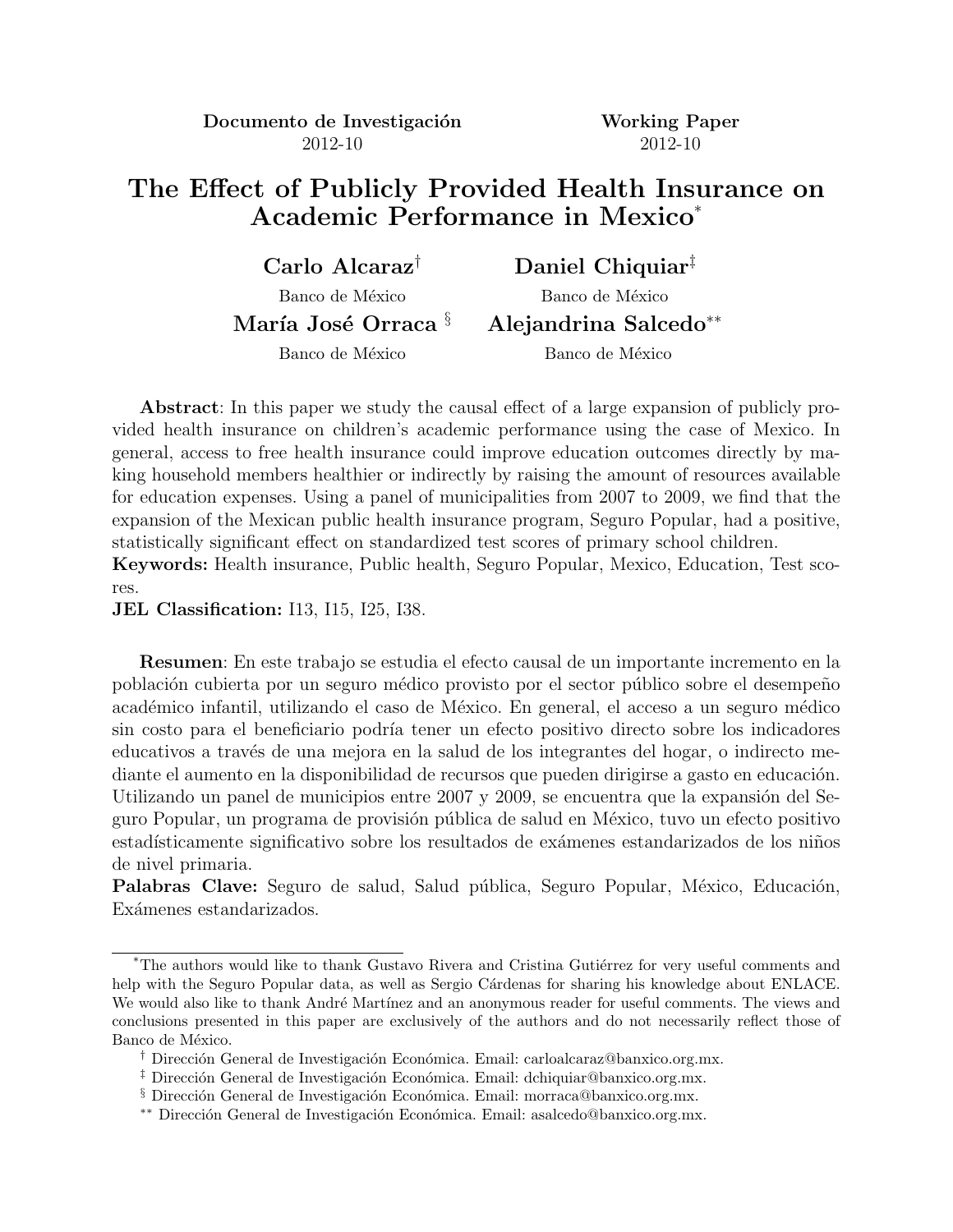**Documento de Investigación**
2012-10

**Working Paper**
2012-10

# The Effect of Publicly Provided Health Insurance on Academic Performance in Mexico*

**Carlo Alcaraz**[†]
Banco de México

**Daniel Chiquiar**[‡]
Banco de México

**María José Orraca**[§]
Banco de México

**Alejandrina Salcedo**[**]
Banco de México

**Abstract**: In this paper we study the causal effect of a large expansion of publicly provided health insurance on children's academic performance using the case of Mexico. In general, access to free health insurance could improve education outcomes directly by making household members healthier or indirectly by raising the amount of resources available for education expenses. Using a panel of municipalities from 2007 to 2009, we find that the expansion of the Mexican public health insurance program, Seguro Popular, had a positive, statistically significant effect on standardized test scores of primary school children.

**Keywords:** Health insurance, Public health, Seguro Popular, Mexico, Education, Test scores.

**JEL Classification:** I13, I15, I25, I38.

**Resumen**: En este trabajo se estudia el efecto causal de un importante incremento en la población cubierta por un seguro médico provisto por el sector público sobre el desempeño académico infantil, utilizando el caso de México. En general, el acceso a un seguro médico sin costo para el beneficiario podría tener un efecto positivo directo sobre los indicadores educativos a través de una mejora en la salud de los integrantes del hogar, o indirecto mediante el aumento en la disponibilidad de recursos que pueden dirigirse a gasto en educación. Utilizando un panel de municipios entre 2007 y 2009, se encuentra que la expansión del Seguro Popular, un programa de provisión pública de salud en México, tuvo un efecto positivo estadísticamente significativo sobre los resultados de exámenes estandarizados de los niños de nivel primaria.

**Palabras Clave:** Seguro de salud, Salud pública, Seguro Popular, México, Educación, Exámenes estandarizados.

---

*The authors would like to thank Gustavo Rivera and Cristina Gutiérrez for very useful comments and help with the Seguro Popular data, as well as Sergio Cárdenas for sharing his knowledge about ENLACE. We would also like to thank André Martínez and an anonymous reader for useful comments. The views and conclusions presented in this paper are exclusively of the authors and do not necessarily reflect those of Banco de México.

[†] Dirección General de Investigación Económica. Email: carloalcaraz@banxico.org.mx.

[‡] Dirección General de Investigación Económica. Email: dchiquiar@banxico.org.mx.

[§] Dirección General de Investigación Económica. Email: morraca@banxico.org.mx.

[**] Dirección General de Investigación Económica. Email: asalcedo@banxico.org.mx.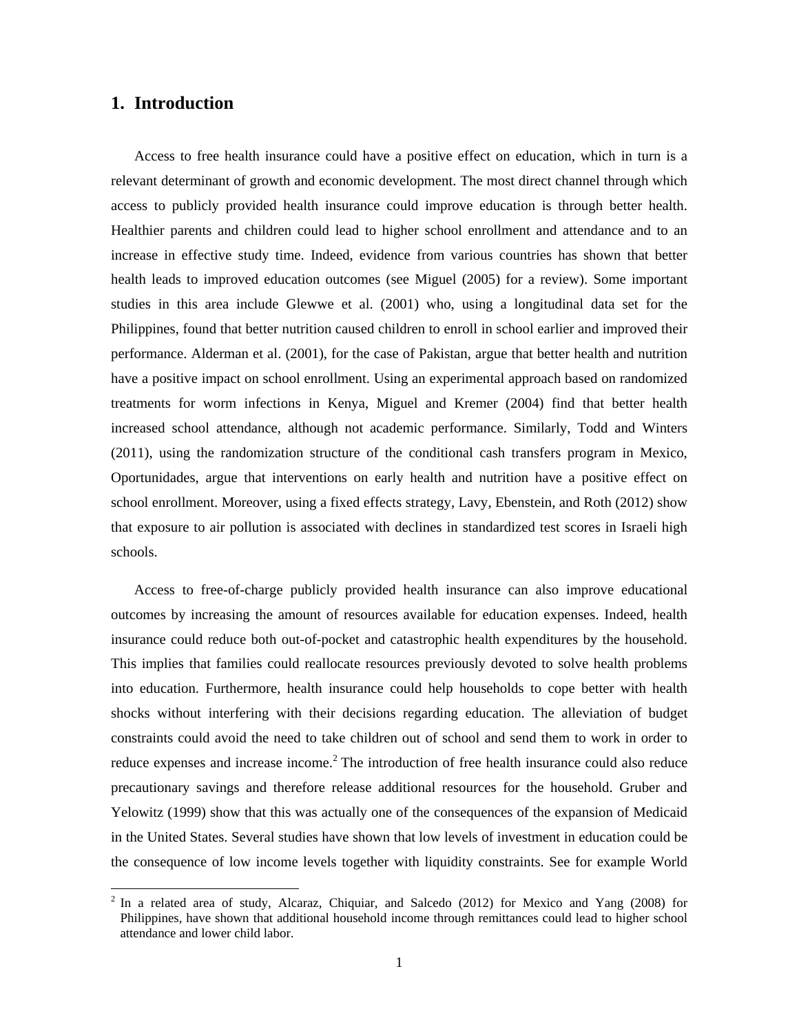## 1. Introduction

Access to free health insurance could have a positive effect on education, which in turn is a relevant determinant of growth and economic development. The most direct channel through which access to publicly provided health insurance could improve education is through better health. Healthier parents and children could lead to higher school enrollment and attendance and to an increase in effective study time. Indeed, evidence from various countries has shown that better health leads to improved education outcomes (see Miguel (2005) for a review). Some important studies in this area include Glewwe et al. (2001) who, using a longitudinal data set for the Philippines, found that better nutrition caused children to enroll in school earlier and improved their performance. Alderman et al. (2001), for the case of Pakistan, argue that better health and nutrition have a positive impact on school enrollment. Using an experimental approach based on randomized treatments for worm infections in Kenya, Miguel and Kremer (2004) find that better health increased school attendance, although not academic performance. Similarly, Todd and Winters (2011), using the randomization structure of the conditional cash transfers program in Mexico, Oportunidades, argue that interventions on early health and nutrition have a positive effect on school enrollment. Moreover, using a fixed effects strategy, Lavy, Ebenstein, and Roth (2012) show that exposure to air pollution is associated with declines in standardized test scores in Israeli high schools.

Access to free-of-charge publicly provided health insurance can also improve educational outcomes by increasing the amount of resources available for education expenses. Indeed, health insurance could reduce both out-of-pocket and catastrophic health expenditures by the household. This implies that families could reallocate resources previously devoted to solve health problems into education. Furthermore, health insurance could help households to cope better with health shocks without interfering with their decisions regarding education. The alleviation of budget constraints could avoid the need to take children out of school and send them to work in order to reduce expenses and increase income.[2] The introduction of free health insurance could also reduce precautionary savings and therefore release additional resources for the household. Gruber and Yelowitz (1999) show that this was actually one of the consequences of the expansion of Medicaid in the United States. Several studies have shown that low levels of investment in education could be the consequence of low income levels together with liquidity constraints. See for example World

[2] In a related area of study, Alcaraz, Chiquiar, and Salcedo (2012) for Mexico and Yang (2008) for Philippines, have shown that additional household income through remittances could lead to higher school attendance and lower child labor.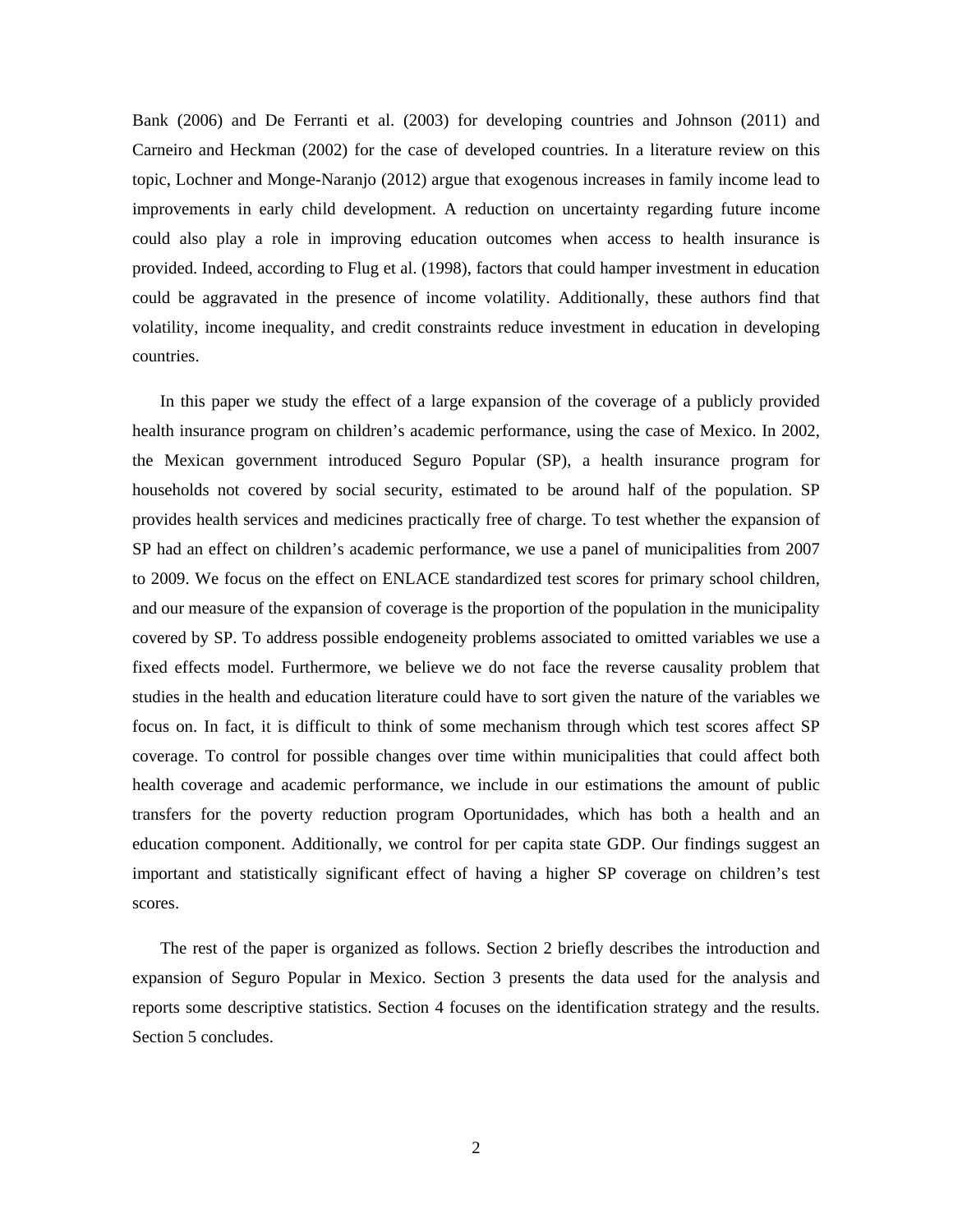Bank (2006) and De Ferranti et al. (2003) for developing countries and Johnson (2011) and Carneiro and Heckman (2002) for the case of developed countries. In a literature review on this topic, Lochner and Monge-Naranjo (2012) argue that exogenous increases in family income lead to improvements in early child development. A reduction on uncertainty regarding future income could also play a role in improving education outcomes when access to health insurance is provided. Indeed, according to Flug et al. (1998), factors that could hamper investment in education could be aggravated in the presence of income volatility. Additionally, these authors find that volatility, income inequality, and credit constraints reduce investment in education in developing countries.

In this paper we study the effect of a large expansion of the coverage of a publicly provided health insurance program on children's academic performance, using the case of Mexico. In 2002, the Mexican government introduced Seguro Popular (SP), a health insurance program for households not covered by social security, estimated to be around half of the population. SP provides health services and medicines practically free of charge. To test whether the expansion of SP had an effect on children's academic performance, we use a panel of municipalities from 2007 to 2009. We focus on the effect on ENLACE standardized test scores for primary school children, and our measure of the expansion of coverage is the proportion of the population in the municipality covered by SP. To address possible endogeneity problems associated to omitted variables we use a fixed effects model. Furthermore, we believe we do not face the reverse causality problem that studies in the health and education literature could have to sort given the nature of the variables we focus on. In fact, it is difficult to think of some mechanism through which test scores affect SP coverage. To control for possible changes over time within municipalities that could affect both health coverage and academic performance, we include in our estimations the amount of public transfers for the poverty reduction program Oportunidades, which has both a health and an education component. Additionally, we control for per capita state GDP. Our findings suggest an important and statistically significant effect of having a higher SP coverage on children's test scores.

The rest of the paper is organized as follows. Section 2 briefly describes the introduction and expansion of Seguro Popular in Mexico. Section 3 presents the data used for the analysis and reports some descriptive statistics. Section 4 focuses on the identification strategy and the results. Section 5 concludes.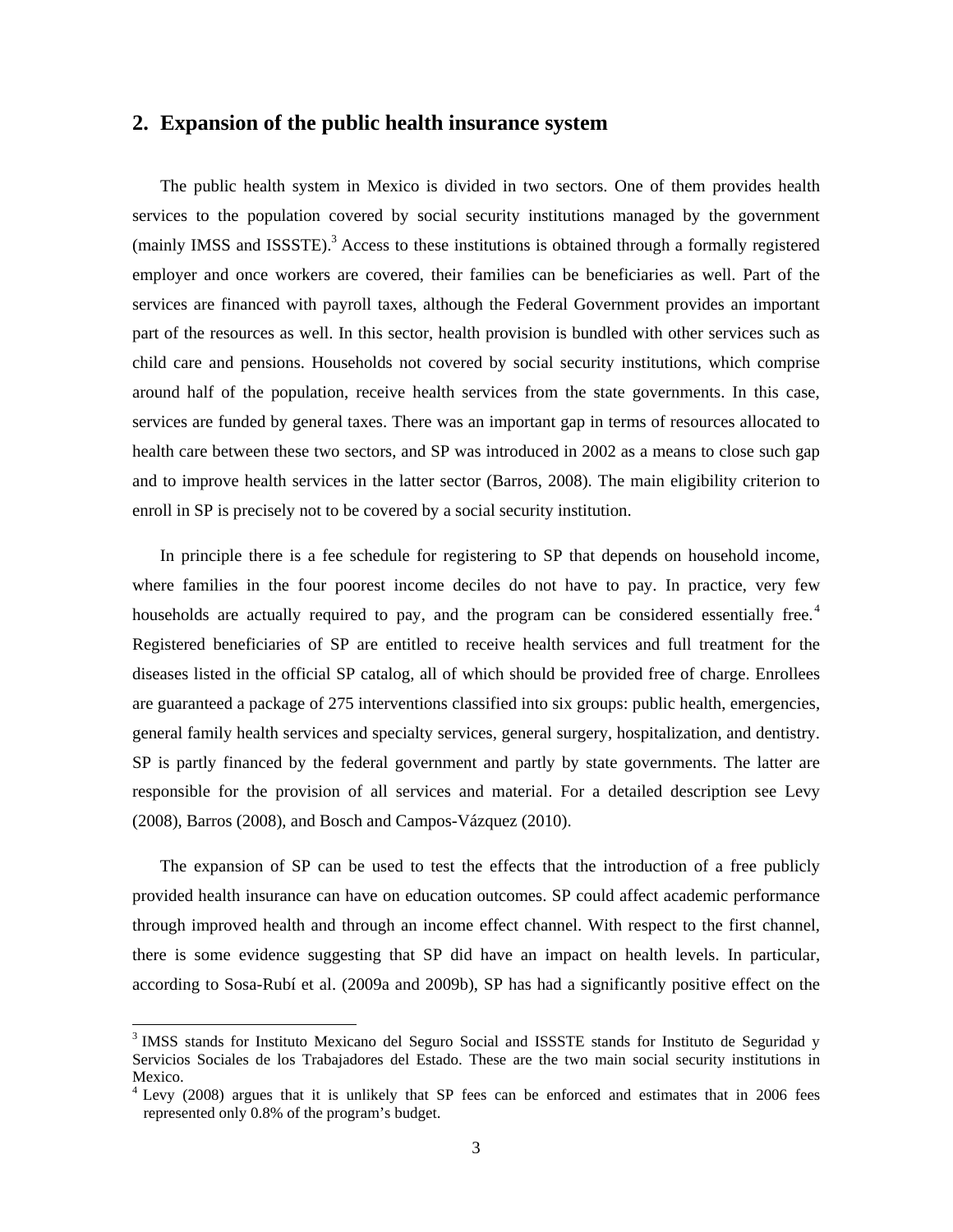## 2. Expansion of the public health insurance system

The public health system in Mexico is divided in two sectors. One of them provides health services to the population covered by social security institutions managed by the government (mainly IMSS and ISSSTE).[3] Access to these institutions is obtained through a formally registered employer and once workers are covered, their families can be beneficiaries as well. Part of the services are financed with payroll taxes, although the Federal Government provides an important part of the resources as well. In this sector, health provision is bundled with other services such as child care and pensions. Households not covered by social security institutions, which comprise around half of the population, receive health services from the state governments. In this case, services are funded by general taxes. There was an important gap in terms of resources allocated to health care between these two sectors, and SP was introduced in 2002 as a means to close such gap and to improve health services in the latter sector (Barros, 2008). The main eligibility criterion to enroll in SP is precisely not to be covered by a social security institution.

In principle there is a fee schedule for registering to SP that depends on household income, where families in the four poorest income deciles do not have to pay. In practice, very few households are actually required to pay, and the program can be considered essentially free.[4] Registered beneficiaries of SP are entitled to receive health services and full treatment for the diseases listed in the official SP catalog, all of which should be provided free of charge. Enrollees are guaranteed a package of 275 interventions classified into six groups: public health, emergencies, general family health services and specialty services, general surgery, hospitalization, and dentistry. SP is partly financed by the federal government and partly by state governments. The latter are responsible for the provision of all services and material. For a detailed description see Levy (2008), Barros (2008), and Bosch and Campos-Vázquez (2010).

The expansion of SP can be used to test the effects that the introduction of a free publicly provided health insurance can have on education outcomes. SP could affect academic performance through improved health and through an income effect channel. With respect to the first channel, there is some evidence suggesting that SP did have an impact on health levels. In particular, according to Sosa-Rubí et al. (2009a and 2009b), SP has had a significantly positive effect on the

---

[3] IMSS stands for Instituto Mexicano del Seguro Social and ISSSTE stands for Instituto de Seguridad y Servicios Sociales de los Trabajadores del Estado. These are the two main social security institutions in Mexico.

[4] Levy (2008) argues that it is unlikely that SP fees can be enforced and estimates that in 2006 fees represented only 0.8% of the program's budget.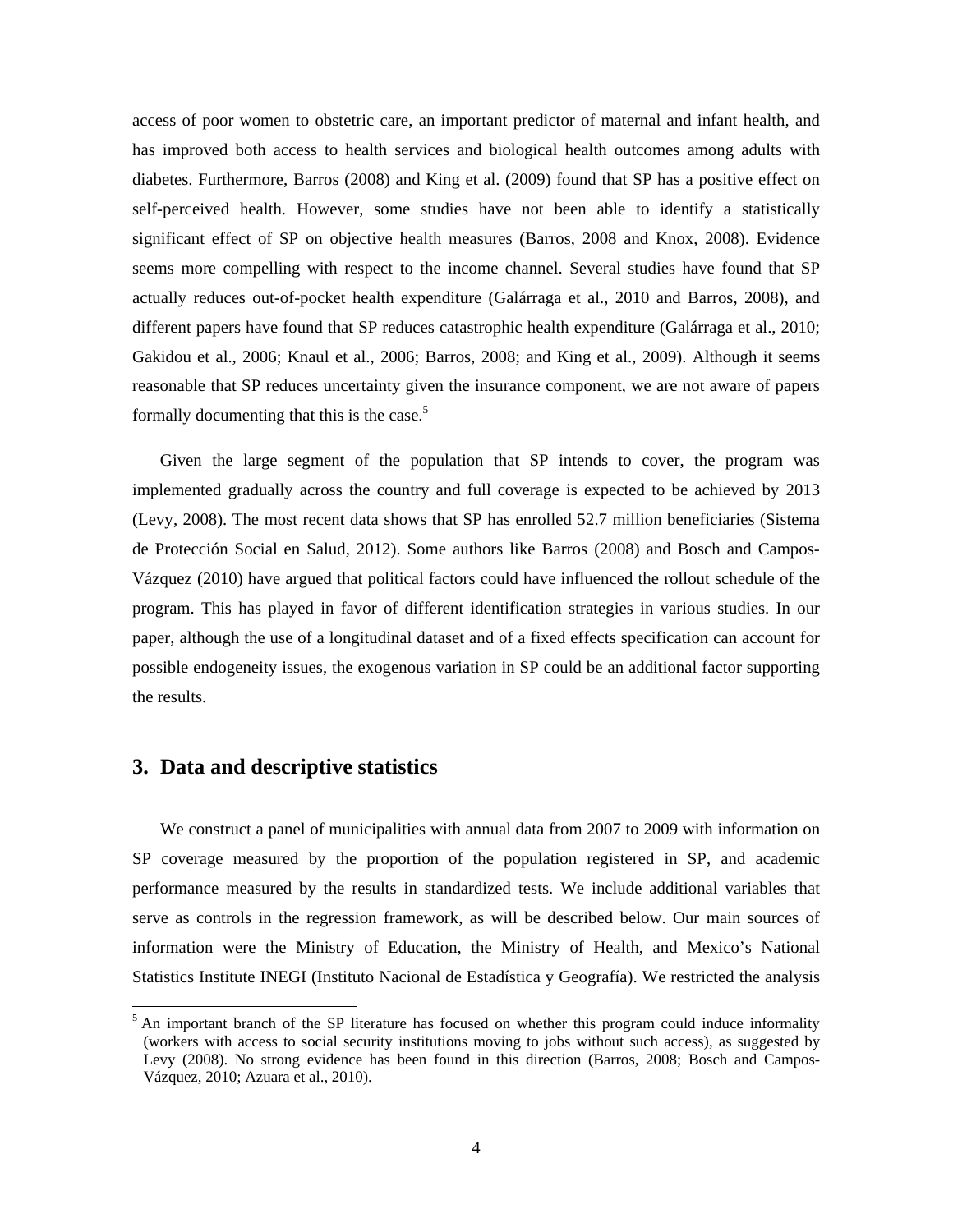access of poor women to obstetric care, an important predictor of maternal and infant health, and has improved both access to health services and biological health outcomes among adults with diabetes. Furthermore, Barros (2008) and King et al. (2009) found that SP has a positive effect on self-perceived health. However, some studies have not been able to identify a statistically significant effect of SP on objective health measures (Barros, 2008 and Knox, 2008). Evidence seems more compelling with respect to the income channel. Several studies have found that SP actually reduces out-of-pocket health expenditure (Galárraga et al., 2010 and Barros, 2008), and different papers have found that SP reduces catastrophic health expenditure (Galárraga et al., 2010; Gakidou et al., 2006; Knaul et al., 2006; Barros, 2008; and King et al., 2009). Although it seems reasonable that SP reduces uncertainty given the insurance component, we are not aware of papers formally documenting that this is the case.[5]

Given the large segment of the population that SP intends to cover, the program was implemented gradually across the country and full coverage is expected to be achieved by 2013 (Levy, 2008). The most recent data shows that SP has enrolled 52.7 million beneficiaries (Sistema de Protección Social en Salud, 2012). Some authors like Barros (2008) and Bosch and Campos-Vázquez (2010) have argued that political factors could have influenced the rollout schedule of the program. This has played in favor of different identification strategies in various studies. In our paper, although the use of a longitudinal dataset and of a fixed effects specification can account for possible endogeneity issues, the exogenous variation in SP could be an additional factor supporting the results.

## 3. Data and descriptive statistics

We construct a panel of municipalities with annual data from 2007 to 2009 with information on SP coverage measured by the proportion of the population registered in SP, and academic performance measured by the results in standardized tests. We include additional variables that serve as controls in the regression framework, as will be described below. Our main sources of information were the Ministry of Education, the Ministry of Health, and Mexico's National Statistics Institute INEGI (Instituto Nacional de Estadística y Geografía). We restricted the analysis

[5] An important branch of the SP literature has focused on whether this program could induce informality (workers with access to social security institutions moving to jobs without such access), as suggested by Levy (2008). No strong evidence has been found in this direction (Barros, 2008; Bosch and Campos-Vázquez, 2010; Azuara et al., 2010).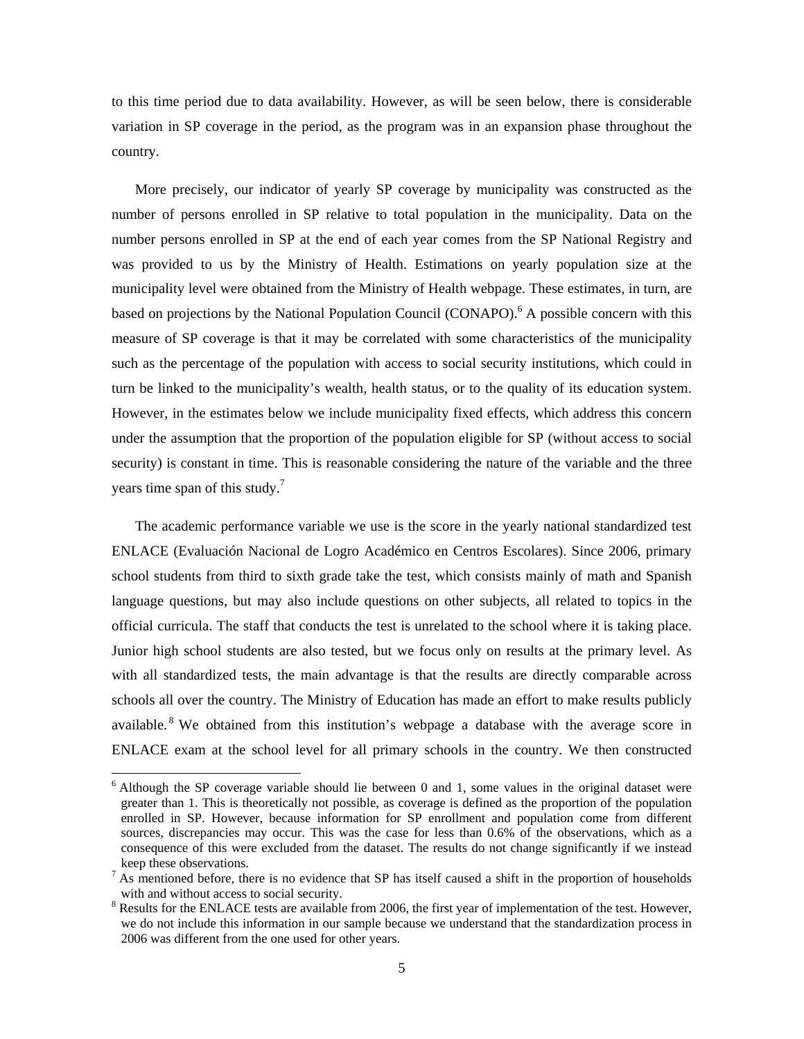to this time period due to data availability. However, as will be seen below, there is considerable variation in SP coverage in the period, as the program was in an expansion phase throughout the country.

More precisely, our indicator of yearly SP coverage by municipality was constructed as the number of persons enrolled in SP relative to total population in the municipality. Data on the number persons enrolled in SP at the end of each year comes from the SP National Registry and was provided to us by the Ministry of Health. Estimations on yearly population size at the municipality level were obtained from the Ministry of Health webpage. These estimates, in turn, are based on projections by the National Population Council (CONAPO).[6] A possible concern with this measure of SP coverage is that it may be correlated with some characteristics of the municipality such as the percentage of the population with access to social security institutions, which could in turn be linked to the municipality's wealth, health status, or to the quality of its education system. However, in the estimates below we include municipality fixed effects, which address this concern under the assumption that the proportion of the population eligible for SP (without access to social security) is constant in time. This is reasonable considering the nature of the variable and the three years time span of this study.[7]

The academic performance variable we use is the score in the yearly national standardized test ENLACE (Evaluación Nacional de Logro Académico en Centros Escolares). Since 2006, primary school students from third to sixth grade take the test, which consists mainly of math and Spanish language questions, but may also include questions on other subjects, all related to topics in the official curricula. The staff that conducts the test is unrelated to the school where it is taking place. Junior high school students are also tested, but we focus only on results at the primary level. As with all standardized tests, the main advantage is that the results are directly comparable across schools all over the country. The Ministry of Education has made an effort to make results publicly available.[8] We obtained from this institution's webpage a database with the average score in ENLACE exam at the school level for all primary schools in the country. We then constructed

---

[6] Although the SP coverage variable should lie between 0 and 1, some values in the original dataset were greater than 1. This is theoretically not possible, as coverage is defined as the proportion of the population enrolled in SP. However, because information for SP enrollment and population come from different sources, discrepancies may occur. This was the case for less than 0.6% of the observations, which as a consequence of this were excluded from the dataset. The results do not change significantly if we instead keep these observations.

[7] As mentioned before, there is no evidence that SP has itself caused a shift in the proportion of households with and without access to social security.

[8] Results for the ENLACE tests are available from 2006, the first year of implementation of the test. However, we do not include this information in our sample because we understand that the standardization process in 2006 was different from the one used for other years.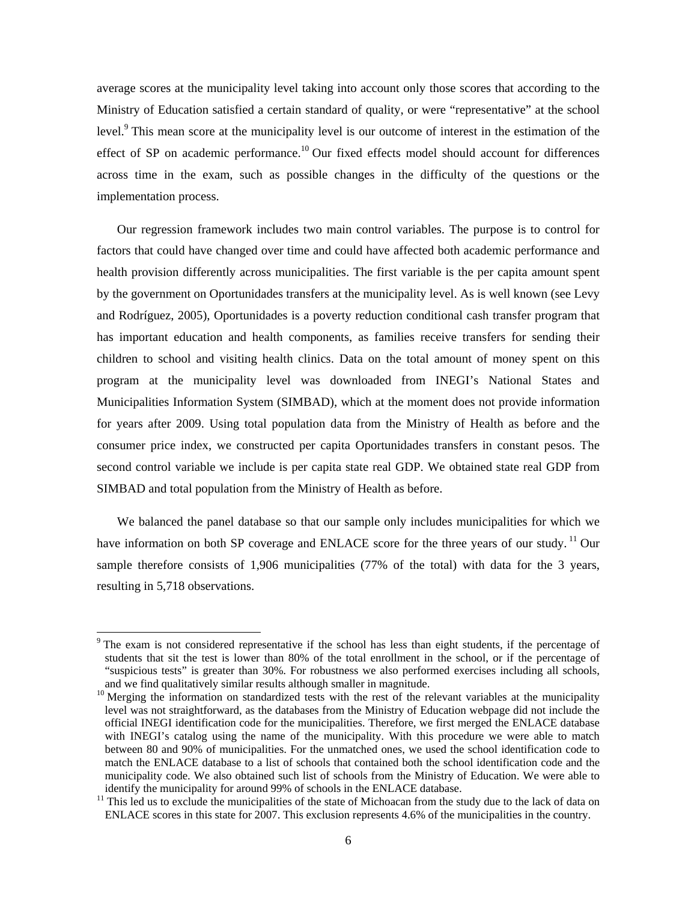average scores at the municipality level taking into account only those scores that according to the Ministry of Education satisfied a certain standard of quality, or were "representative" at the school level.[9] This mean score at the municipality level is our outcome of interest in the estimation of the effect of SP on academic performance.[10] Our fixed effects model should account for differences across time in the exam, such as possible changes in the difficulty of the questions or the implementation process.

Our regression framework includes two main control variables. The purpose is to control for factors that could have changed over time and could have affected both academic performance and health provision differently across municipalities. The first variable is the per capita amount spent by the government on Oportunidades transfers at the municipality level. As is well known (see Levy and Rodríguez, 2005), Oportunidades is a poverty reduction conditional cash transfer program that has important education and health components, as families receive transfers for sending their children to school and visiting health clinics. Data on the total amount of money spent on this program at the municipality level was downloaded from INEGI's National States and Municipalities Information System (SIMBAD), which at the moment does not provide information for years after 2009. Using total population data from the Ministry of Health as before and the consumer price index, we constructed per capita Oportunidades transfers in constant pesos. The second control variable we include is per capita state real GDP. We obtained state real GDP from SIMBAD and total population from the Ministry of Health as before.

We balanced the panel database so that our sample only includes municipalities for which we have information on both SP coverage and ENLACE score for the three years of our study.[11] Our sample therefore consists of 1,906 municipalities (77% of the total) with data for the 3 years, resulting in 5,718 observations.

---

[9] The exam is not considered representative if the school has less than eight students, if the percentage of students that sit the test is lower than 80% of the total enrollment in the school, or if the percentage of "suspicious tests" is greater than 30%. For robustness we also performed exercises including all schools, and we find qualitatively similar results although smaller in magnitude.

[10] Merging the information on standardized tests with the rest of the relevant variables at the municipality level was not straightforward, as the databases from the Ministry of Education webpage did not include the official INEGI identification code for the municipalities. Therefore, we first merged the ENLACE database with INEGI's catalog using the name of the municipality. With this procedure we were able to match between 80 and 90% of municipalities. For the unmatched ones, we used the school identification code to match the ENLACE database to a list of schools that contained both the school identification code and the municipality code. We also obtained such list of schools from the Ministry of Education. We were able to identify the municipality for around 99% of schools in the ENLACE database.

[11] This led us to exclude the municipalities of the state of Michoacan from the study due to the lack of data on ENLACE scores in this state for 2007. This exclusion represents 4.6% of the municipalities in the country.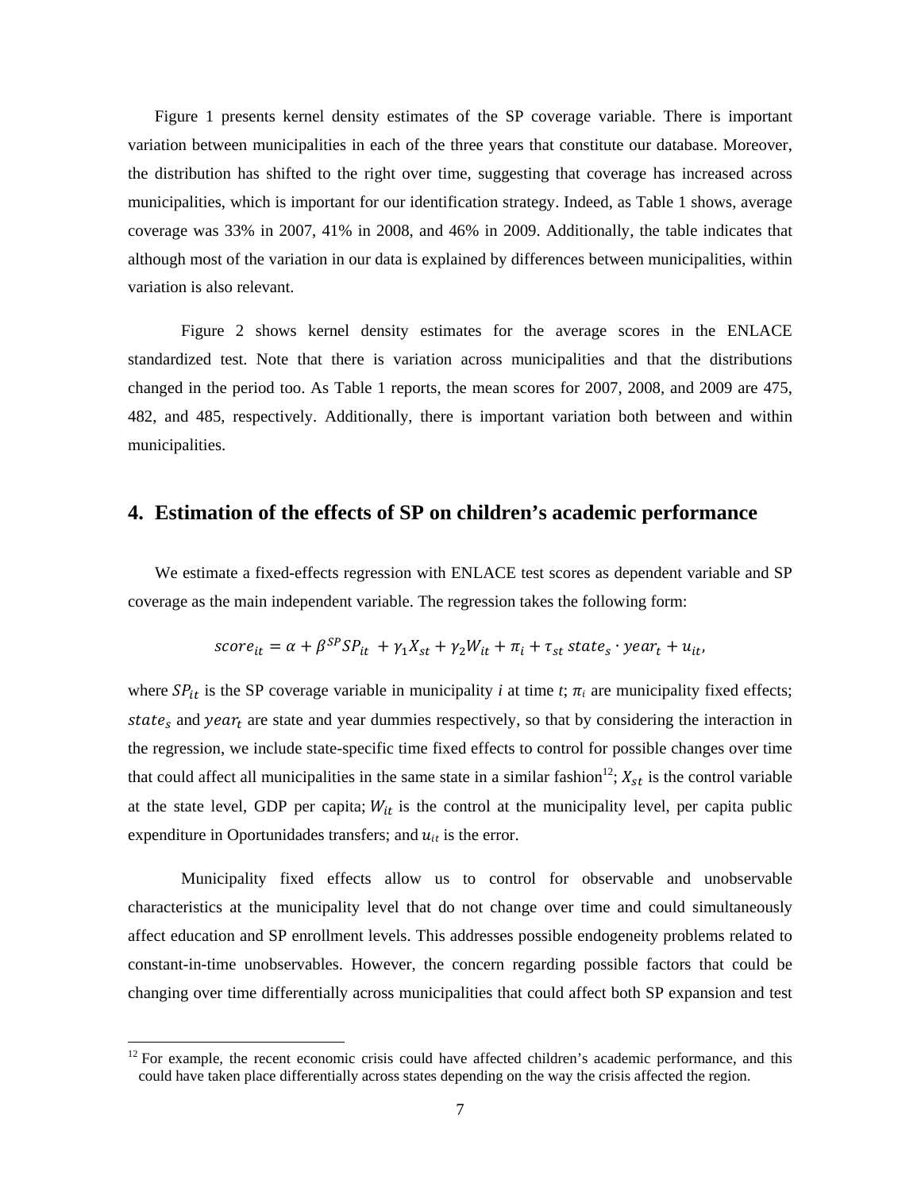Figure 1 presents kernel density estimates of the SP coverage variable. There is important variation between municipalities in each of the three years that constitute our database. Moreover, the distribution has shifted to the right over time, suggesting that coverage has increased across municipalities, which is important for our identification strategy. Indeed, as Table 1 shows, average coverage was 33% in 2007, 41% in 2008, and 46% in 2009. Additionally, the table indicates that although most of the variation in our data is explained by differences between municipalities, within variation is also relevant.

Figure 2 shows kernel density estimates for the average scores in the ENLACE standardized test. Note that there is variation across municipalities and that the distributions changed in the period too. As Table 1 reports, the mean scores for 2007, 2008, and 2009 are 475, 482, and 485, respectively. Additionally, there is important variation both between and within municipalities.

## 4. Estimation of the effects of SP on children's academic performance

We estimate a fixed-effects regression with ENLACE test scores as dependent variable and SP coverage as the main independent variable. The regression takes the following form:

$$score_{it} = \alpha + \beta^{SP} SP_{it} + \gamma_1 X_{st} + \gamma_2 W_{it} + \pi_i + \tau_{st}\, state_s \cdot year_t + u_{it},$$

where $SP_{it}$ is the SP coverage variable in municipality *i* at time *t*; $\pi_i$ are municipality fixed effects; $state_s$ and $year_t$ are state and year dummies respectively, so that by considering the interaction in the regression, we include state-specific time fixed effects to control for possible changes over time that could affect all municipalities in the same state in a similar fashion[12]; $X_{st}$ is the control variable at the state level, GDP per capita; $W_{it}$ is the control at the municipality level, per capita public expenditure in Oportunidades transfers; and $u_{it}$ is the error.

Municipality fixed effects allow us to control for observable and unobservable characteristics at the municipality level that do not change over time and could simultaneously affect education and SP enrollment levels. This addresses possible endogeneity problems related to constant-in-time unobservables. However, the concern regarding possible factors that could be changing over time differentially across municipalities that could affect both SP expansion and test

[12] For example, the recent economic crisis could have affected children's academic performance, and this could have taken place differentially across states depending on the way the crisis affected the region.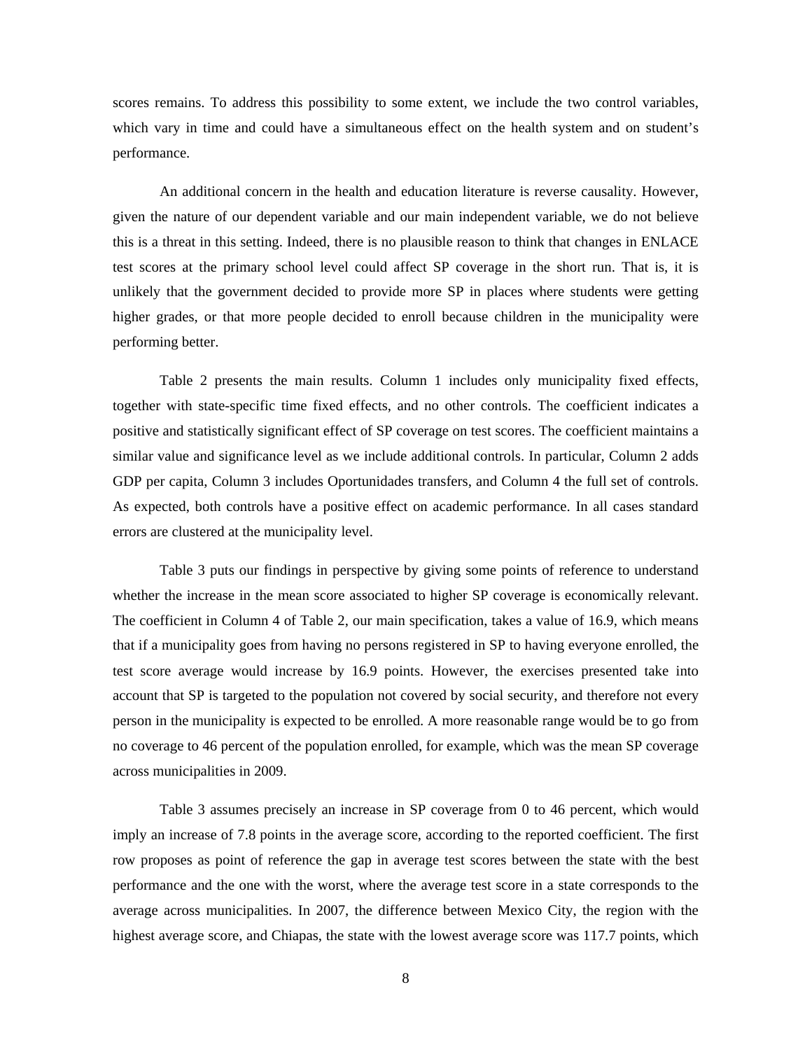scores remains. To address this possibility to some extent, we include the two control variables, which vary in time and could have a simultaneous effect on the health system and on student's performance.

An additional concern in the health and education literature is reverse causality. However, given the nature of our dependent variable and our main independent variable, we do not believe this is a threat in this setting. Indeed, there is no plausible reason to think that changes in ENLACE test scores at the primary school level could affect SP coverage in the short run. That is, it is unlikely that the government decided to provide more SP in places where students were getting higher grades, or that more people decided to enroll because children in the municipality were performing better.

Table 2 presents the main results. Column 1 includes only municipality fixed effects, together with state-specific time fixed effects, and no other controls. The coefficient indicates a positive and statistically significant effect of SP coverage on test scores. The coefficient maintains a similar value and significance level as we include additional controls. In particular, Column 2 adds GDP per capita, Column 3 includes Oportunidades transfers, and Column 4 the full set of controls. As expected, both controls have a positive effect on academic performance. In all cases standard errors are clustered at the municipality level.

Table 3 puts our findings in perspective by giving some points of reference to understand whether the increase in the mean score associated to higher SP coverage is economically relevant. The coefficient in Column 4 of Table 2, our main specification, takes a value of 16.9, which means that if a municipality goes from having no persons registered in SP to having everyone enrolled, the test score average would increase by 16.9 points. However, the exercises presented take into account that SP is targeted to the population not covered by social security, and therefore not every person in the municipality is expected to be enrolled. A more reasonable range would be to go from no coverage to 46 percent of the population enrolled, for example, which was the mean SP coverage across municipalities in 2009.

Table 3 assumes precisely an increase in SP coverage from 0 to 46 percent, which would imply an increase of 7.8 points in the average score, according to the reported coefficient. The first row proposes as point of reference the gap in average test scores between the state with the best performance and the one with the worst, where the average test score in a state corresponds to the average across municipalities. In 2007, the difference between Mexico City, the region with the highest average score, and Chiapas, the state with the lowest average score was 117.7 points, which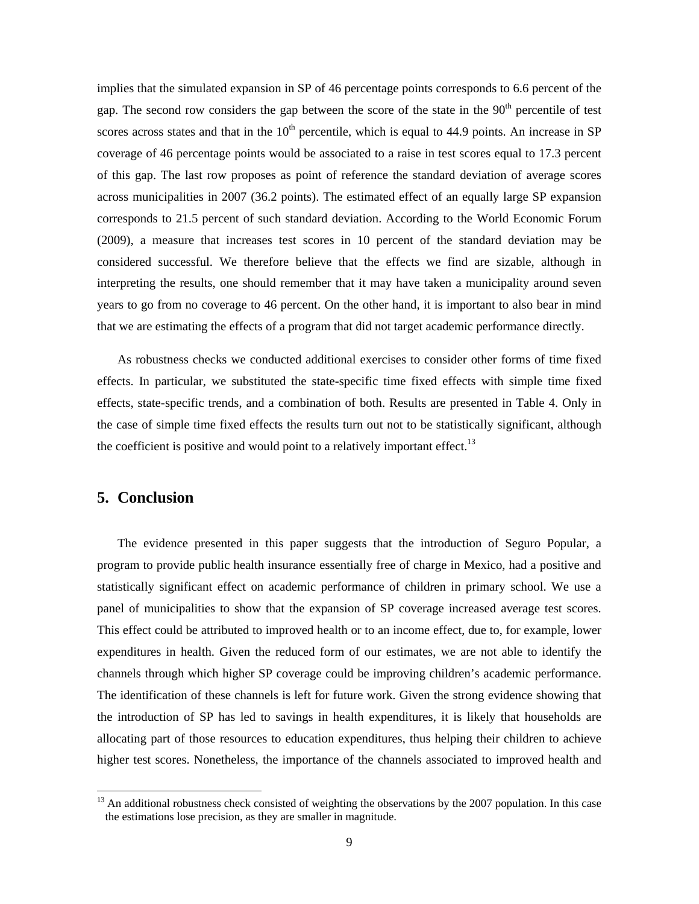implies that the simulated expansion in SP of 46 percentage points corresponds to 6.6 percent of the gap. The second row considers the gap between the score of the state in the 90th percentile of test scores across states and that in the 10th percentile, which is equal to 44.9 points. An increase in SP coverage of 46 percentage points would be associated to a raise in test scores equal to 17.3 percent of this gap. The last row proposes as point of reference the standard deviation of average scores across municipalities in 2007 (36.2 points). The estimated effect of an equally large SP expansion corresponds to 21.5 percent of such standard deviation. According to the World Economic Forum (2009), a measure that increases test scores in 10 percent of the standard deviation may be considered successful. We therefore believe that the effects we find are sizable, although in interpreting the results, one should remember that it may have taken a municipality around seven years to go from no coverage to 46 percent. On the other hand, it is important to also bear in mind that we are estimating the effects of a program that did not target academic performance directly.

As robustness checks we conducted additional exercises to consider other forms of time fixed effects. In particular, we substituted the state-specific time fixed effects with simple time fixed effects, state-specific trends, and a combination of both. Results are presented in Table 4. Only in the case of simple time fixed effects the results turn out not to be statistically significant, although the coefficient is positive and would point to a relatively important effect.[13]

## 5. Conclusion

The evidence presented in this paper suggests that the introduction of Seguro Popular, a program to provide public health insurance essentially free of charge in Mexico, had a positive and statistically significant effect on academic performance of children in primary school. We use a panel of municipalities to show that the expansion of SP coverage increased average test scores. This effect could be attributed to improved health or to an income effect, due to, for example, lower expenditures in health. Given the reduced form of our estimates, we are not able to identify the channels through which higher SP coverage could be improving children's academic performance. The identification of these channels is left for future work. Given the strong evidence showing that the introduction of SP has led to savings in health expenditures, it is likely that households are allocating part of those resources to education expenditures, thus helping their children to achieve higher test scores. Nonetheless, the importance of the channels associated to improved health and

[13] An additional robustness check consisted of weighting the observations by the 2007 population. In this case the estimations lose precision, as they are smaller in magnitude.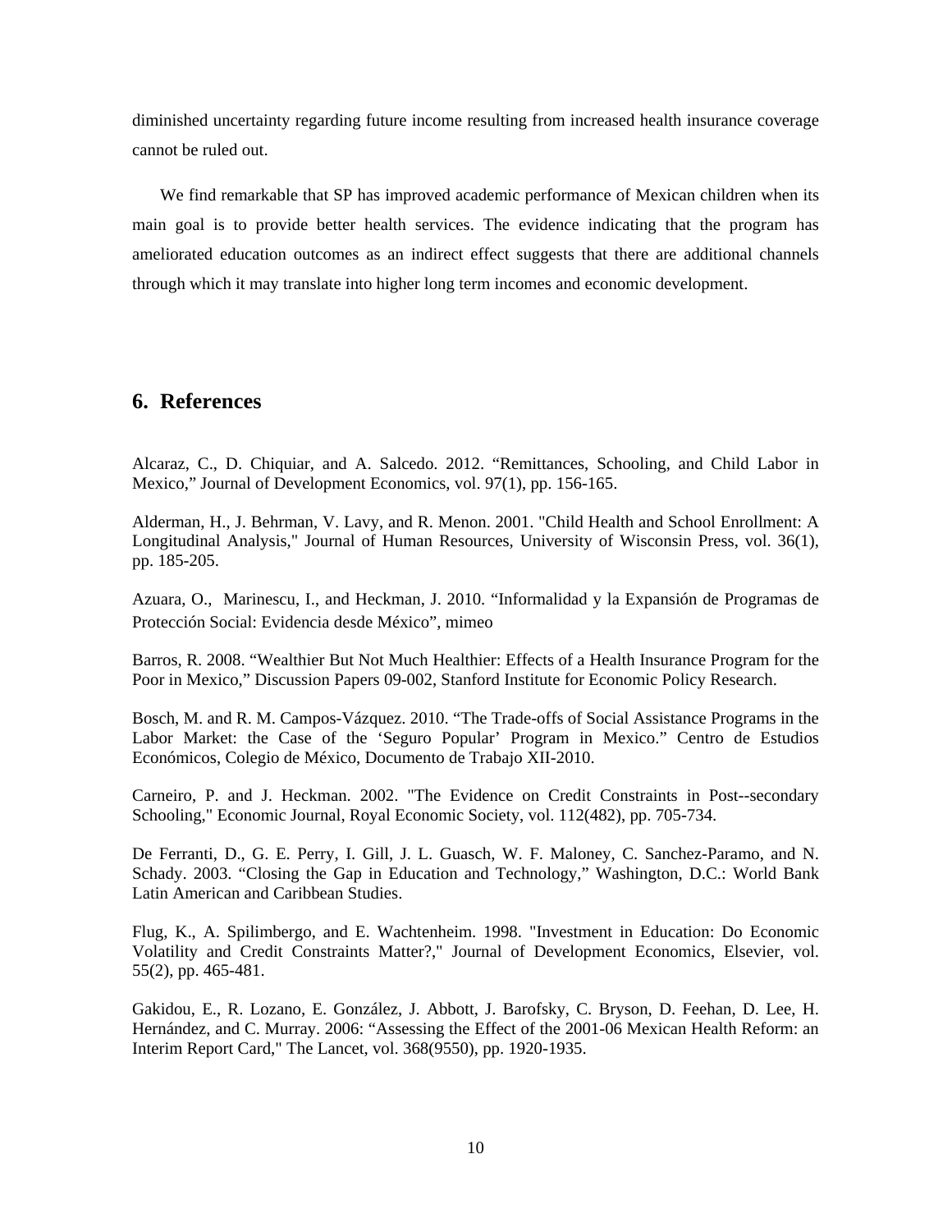diminished uncertainty regarding future income resulting from increased health insurance coverage cannot be ruled out.

We find remarkable that SP has improved academic performance of Mexican children when its main goal is to provide better health services. The evidence indicating that the program has ameliorated education outcomes as an indirect effect suggests that there are additional channels through which it may translate into higher long term incomes and economic development.

## 6. References

Alcaraz, C., D. Chiquiar, and A. Salcedo. 2012. "Remittances, Schooling, and Child Labor in Mexico," Journal of Development Economics, vol. 97(1), pp. 156-165.

Alderman, H., J. Behrman, V. Lavy, and R. Menon. 2001. "Child Health and School Enrollment: A Longitudinal Analysis," Journal of Human Resources, University of Wisconsin Press, vol. 36(1), pp. 185-205.

Azuara, O., Marinescu, I., and Heckman, J. 2010. "Informalidad y la Expansión de Programas de Protección Social: Evidencia desde México", mimeo

Barros, R. 2008. "Wealthier But Not Much Healthier: Effects of a Health Insurance Program for the Poor in Mexico," Discussion Papers 09-002, Stanford Institute for Economic Policy Research.

Bosch, M. and R. M. Campos-Vázquez. 2010. "The Trade-offs of Social Assistance Programs in the Labor Market: the Case of the 'Seguro Popular' Program in Mexico." Centro de Estudios Económicos, Colegio de México, Documento de Trabajo XII-2010.

Carneiro, P. and J. Heckman. 2002. "The Evidence on Credit Constraints in Post--secondary Schooling," Economic Journal, Royal Economic Society, vol. 112(482), pp. 705-734.

De Ferranti, D., G. E. Perry, I. Gill, J. L. Guasch, W. F. Maloney, C. Sanchez-Paramo, and N. Schady. 2003. "Closing the Gap in Education and Technology," Washington, D.C.: World Bank Latin American and Caribbean Studies.

Flug, K., A. Spilimbergo, and E. Wachtenheim. 1998. "Investment in Education: Do Economic Volatility and Credit Constraints Matter?," Journal of Development Economics, Elsevier, vol. 55(2), pp. 465-481.

Gakidou, E., R. Lozano, E. González, J. Abbott, J. Barofsky, C. Bryson, D. Feehan, D. Lee, H. Hernández, and C. Murray. 2006: "Assessing the Effect of the 2001-06 Mexican Health Reform: an Interim Report Card," The Lancet, vol. 368(9550), pp. 1920-1935.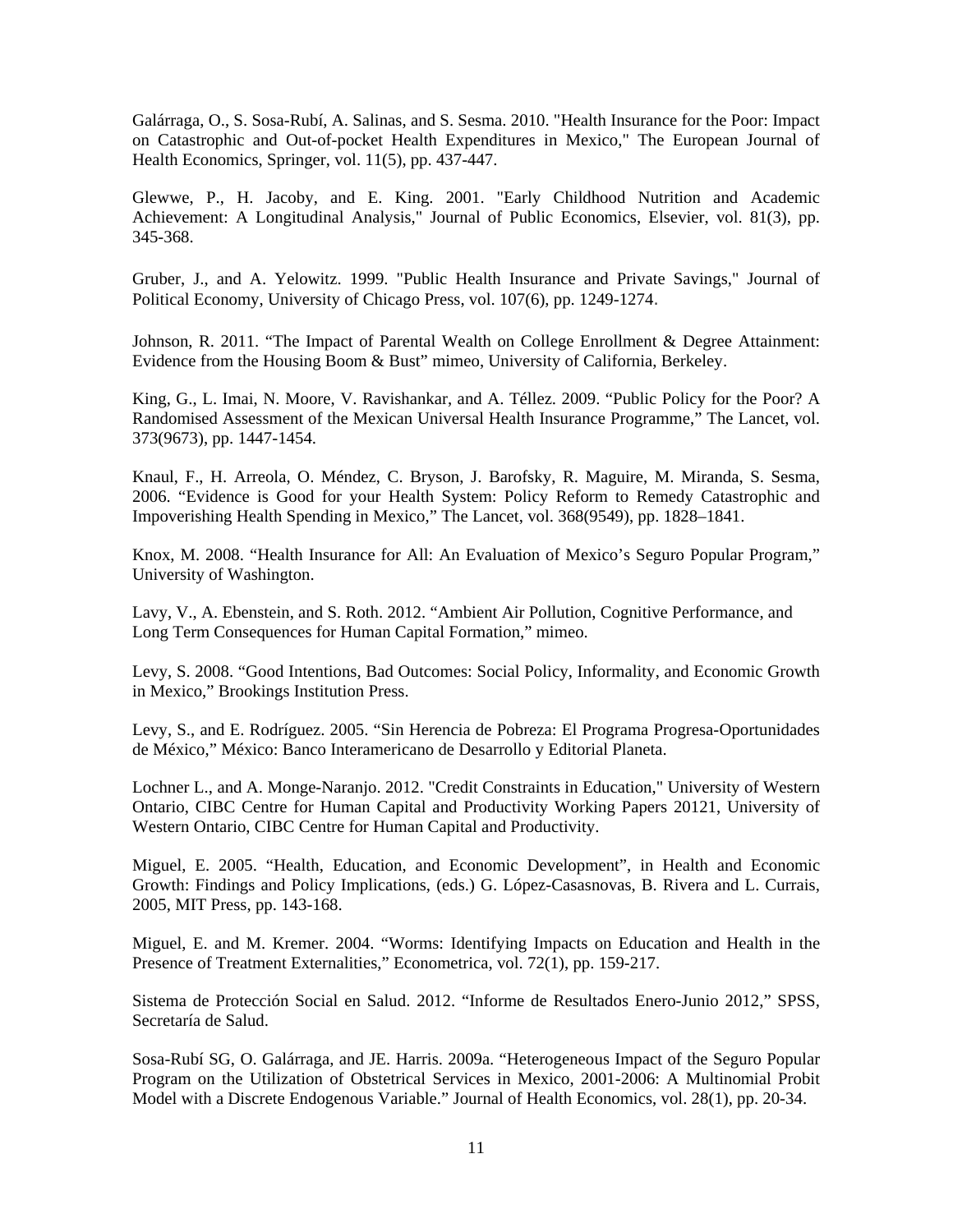Galárraga, O., S. Sosa-Rubí, A. Salinas, and S. Sesma. 2010. "Health Insurance for the Poor: Impact on Catastrophic and Out-of-pocket Health Expenditures in Mexico," The European Journal of Health Economics, Springer, vol. 11(5), pp. 437-447.

Glewwe, P., H. Jacoby, and E. King. 2001. "Early Childhood Nutrition and Academic Achievement: A Longitudinal Analysis," Journal of Public Economics, Elsevier, vol. 81(3), pp. 345-368.

Gruber, J., and A. Yelowitz. 1999. "Public Health Insurance and Private Savings," Journal of Political Economy, University of Chicago Press, vol. 107(6), pp. 1249-1274.

Johnson, R. 2011. "The Impact of Parental Wealth on College Enrollment & Degree Attainment: Evidence from the Housing Boom & Bust" mimeo, University of California, Berkeley.

King, G., L. Imai, N. Moore, V. Ravishankar, and A. Téllez. 2009. "Public Policy for the Poor? A Randomised Assessment of the Mexican Universal Health Insurance Programme," The Lancet, vol. 373(9673), pp. 1447-1454.

Knaul, F., H. Arreola, O. Méndez, C. Bryson, J. Barofsky, R. Maguire, M. Miranda, S. Sesma, 2006. "Evidence is Good for your Health System: Policy Reform to Remedy Catastrophic and Impoverishing Health Spending in Mexico," The Lancet, vol. 368(9549), pp. 1828–1841.

Knox, M. 2008. "Health Insurance for All: An Evaluation of Mexico's Seguro Popular Program," University of Washington.

Lavy, V., A. Ebenstein, and S. Roth. 2012. "Ambient Air Pollution, Cognitive Performance, and Long Term Consequences for Human Capital Formation," mimeo.

Levy, S. 2008. "Good Intentions, Bad Outcomes: Social Policy, Informality, and Economic Growth in Mexico," Brookings Institution Press.

Levy, S., and E. Rodríguez. 2005. "Sin Herencia de Pobreza: El Programa Progresa-Oportunidades de México," México: Banco Interamericano de Desarrollo y Editorial Planeta.

Lochner L., and A. Monge-Naranjo. 2012. "Credit Constraints in Education," University of Western Ontario, CIBC Centre for Human Capital and Productivity Working Papers 20121, University of Western Ontario, CIBC Centre for Human Capital and Productivity.

Miguel, E. 2005. "Health, Education, and Economic Development", in Health and Economic Growth: Findings and Policy Implications, (eds.) G. López-Casasnovas, B. Rivera and L. Currais, 2005, MIT Press, pp. 143-168.

Miguel, E. and M. Kremer. 2004. "Worms: Identifying Impacts on Education and Health in the Presence of Treatment Externalities," Econometrica, vol. 72(1), pp. 159-217.

Sistema de Protección Social en Salud. 2012. "Informe de Resultados Enero-Junio 2012," SPSS, Secretaría de Salud.

Sosa-Rubí SG, O. Galárraga, and JE. Harris. 2009a. "Heterogeneous Impact of the Seguro Popular Program on the Utilization of Obstetrical Services in Mexico, 2001-2006: A Multinomial Probit Model with a Discrete Endogenous Variable." Journal of Health Economics, vol. 28(1), pp. 20-34.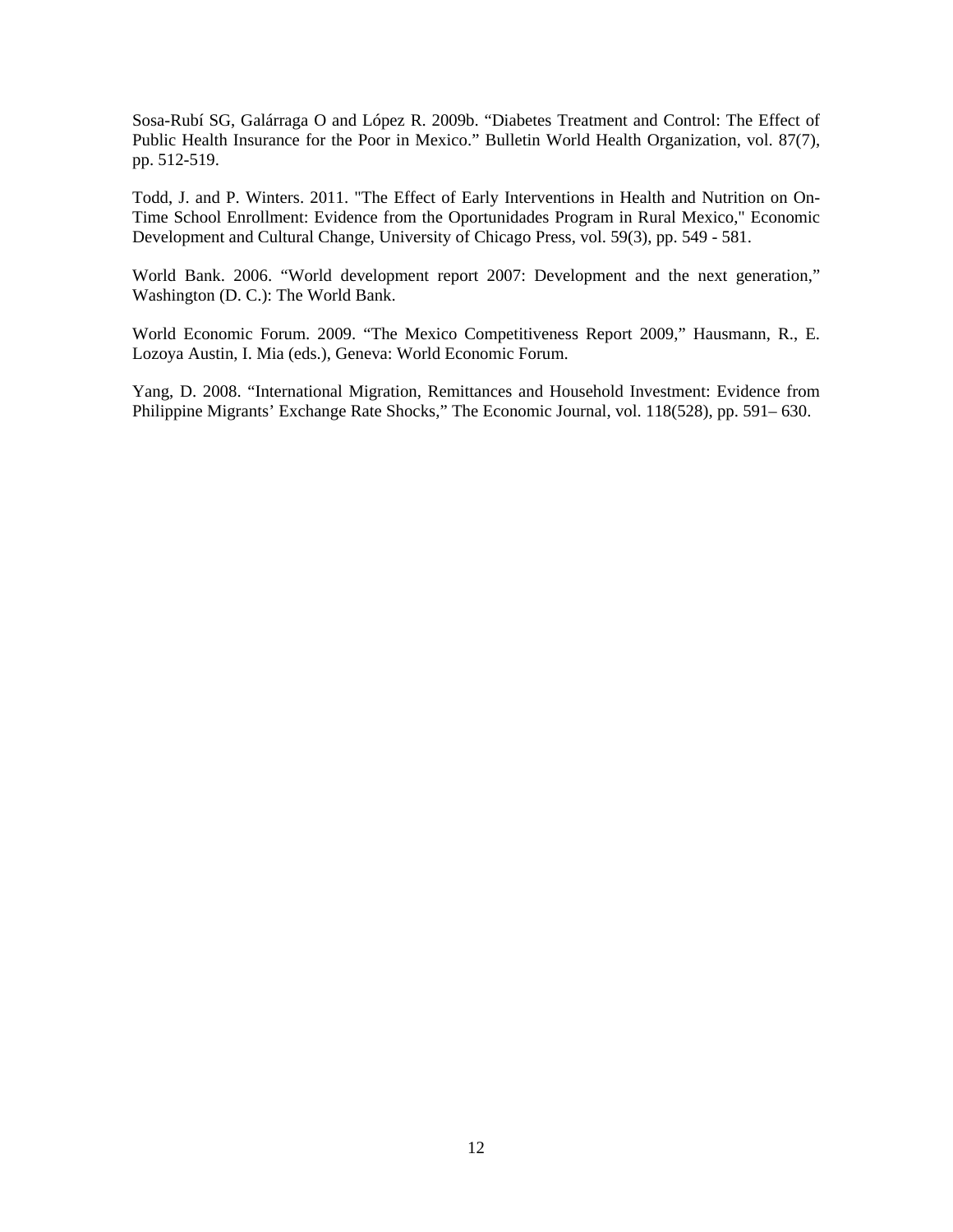Sosa-Rubí SG, Galárraga O and López R. 2009b. "Diabetes Treatment and Control: The Effect of Public Health Insurance for the Poor in Mexico." Bulletin World Health Organization, vol. 87(7), pp. 512-519.

Todd, J. and P. Winters. 2011. "The Effect of Early Interventions in Health and Nutrition on On-Time School Enrollment: Evidence from the Oportunidades Program in Rural Mexico," Economic Development and Cultural Change, University of Chicago Press, vol. 59(3), pp. 549 - 581.

World Bank. 2006. "World development report 2007: Development and the next generation," Washington (D. C.): The World Bank.

World Economic Forum. 2009. "The Mexico Competitiveness Report 2009," Hausmann, R., E. Lozoya Austin, I. Mia (eds.), Geneva: World Economic Forum.

Yang, D. 2008. "International Migration, Remittances and Household Investment: Evidence from Philippine Migrants' Exchange Rate Shocks," The Economic Journal, vol. 118(528), pp. 591– 630.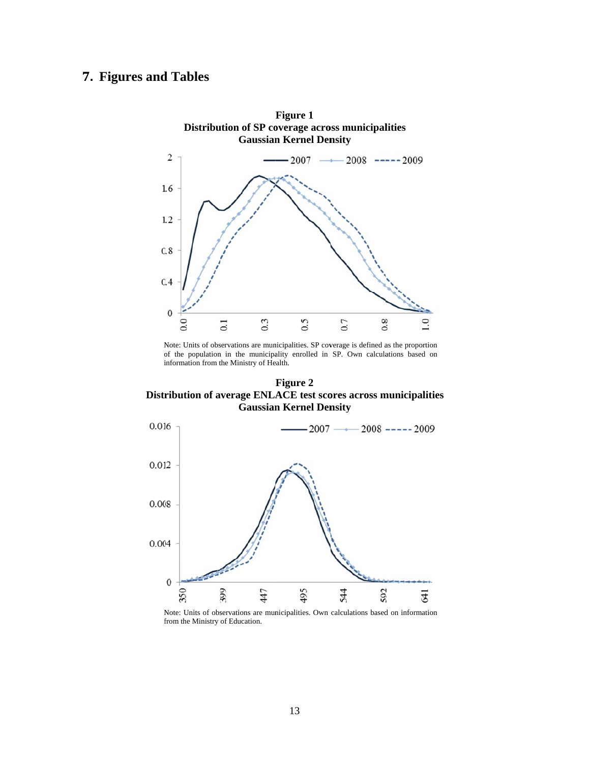## 7. Figures and Tables

**Figure 1**
**Distribution of SP coverage across municipalities**
**Gaussian Kernel Density**

Note: Units of observations are municipalities. SP coverage is defined as the proportion of the population in the municipality enrolled in SP. Own calculations based on information from the Ministry of Health.

**Figure 2**
**Distribution of average ENLACE test scores across municipalities**
**Gaussian Kernel Density**

Note: Units of observations are municipalities. Own calculations based on information from the Ministry of Education.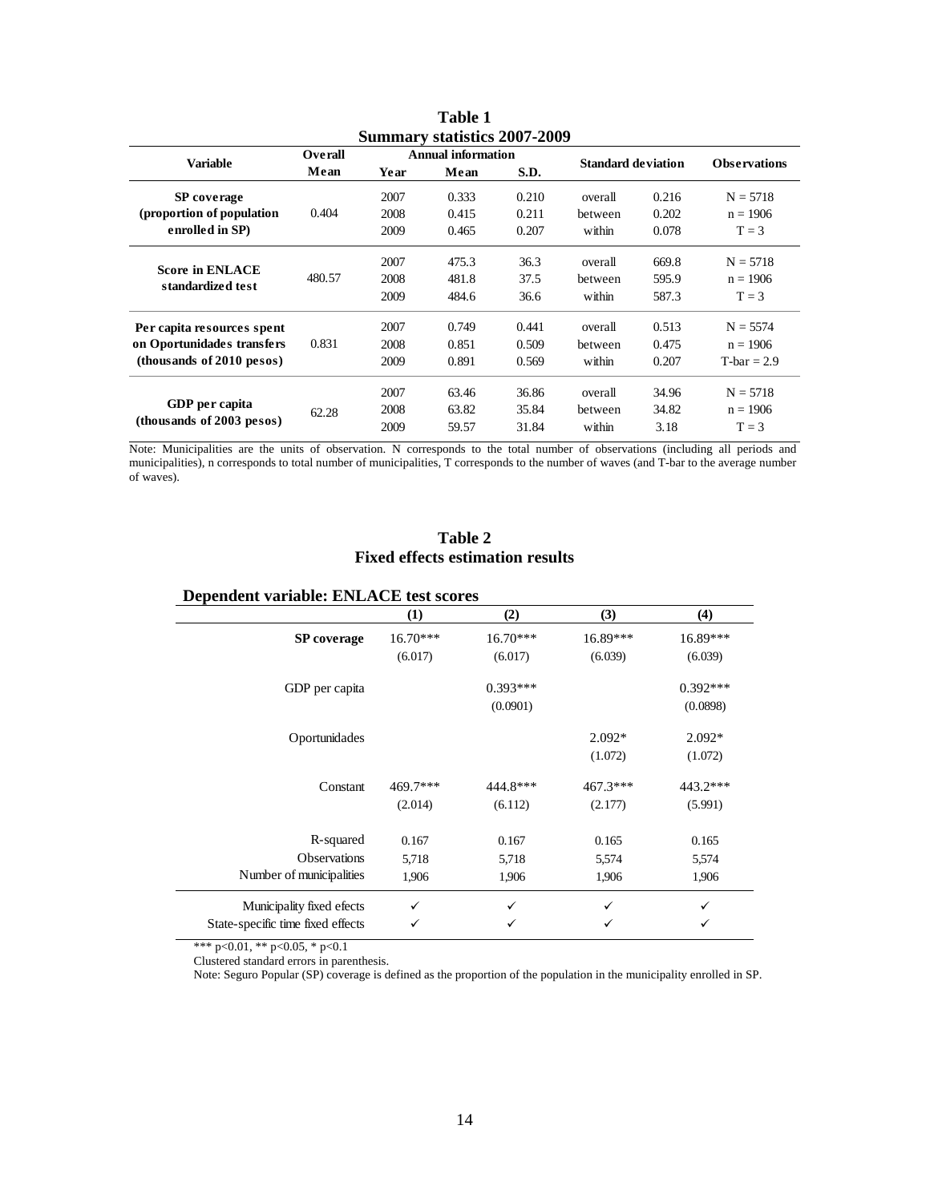**Table 1**
**Summary statistics 2007-2009**

| Variable | Overall Mean | Annual information | | | Standard deviation | | Observations |
|---|---|---|---|---|---|---|---|
| | | Year | Mean | S.D. | | | |
| **SP coverage (proportion of population enrolled in SP)** | 0.404 | 2007 | 0.333 | 0.210 | overall | 0.216 | N = 5718 |
| | | 2008 | 0.415 | 0.211 | between | 0.202 | n = 1906 |
| | | 2009 | 0.465 | 0.207 | within | 0.078 | T = 3 |
| **Score in ENLACE standardized test** | 480.57 | 2007 | 475.3 | 36.3 | overall | 669.8 | N = 5718 |
| | | 2008 | 481.8 | 37.5 | between | 595.9 | n = 1906 |
| | | 2009 | 484.6 | 36.6 | within | 587.3 | T = 3 |
| **Per capita resources spent on Oportunidades transfers (thousands of 2010 pesos)** | 0.831 | 2007 | 0.749 | 0.441 | overall | 0.513 | N = 5574 |
| | | 2008 | 0.851 | 0.509 | between | 0.475 | n = 1906 |
| | | 2009 | 0.891 | 0.569 | within | 0.207 | T-bar = 2.9 |
| **GDP per capita (thousands of 2003 pesos)** | 62.28 | 2007 | 63.46 | 36.86 | overall | 34.96 | N = 5718 |
| | | 2008 | 63.82 | 35.84 | between | 34.82 | n = 1906 |
| | | 2009 | 59.57 | 31.84 | within | 3.18 | T = 3 |

Note: Municipalities are the units of observation. N corresponds to the total number of observations (including all periods and municipalities), n corresponds to total number of municipalities, T corresponds to the number of waves (and T-bar to the average number of waves).

**Table 2**
**Fixed effects estimation results**

**Dependent variable: ENLACE test scores**

| | (1) | (2) | (3) | (4) |
|---|---|---|---|---|
| **SP coverage** | 16.70*** | 16.70*** | 16.89*** | 16.89*** |
| | (6.017) | (6.017) | (6.039) | (6.039) |
| GDP per capita | | 0.393*** | | 0.392*** |
| | | (0.0901) | | (0.0898) |
| Oportunidades | | | 2.092* | 2.092* |
| | | | (1.072) | (1.072) |
| Constant | 469.7*** | 444.8*** | 467.3*** | 443.2*** |
| | (2.014) | (6.112) | (2.177) | (5.991) |
| R-squared | 0.167 | 0.167 | 0.165 | 0.165 |
| Observations | 5,718 | 5,718 | 5,574 | 5,574 |
| Number of municipalities | 1,906 | 1,906 | 1,906 | 1,906 |
| Municipality fixed efects | ✓ | ✓ | ✓ | ✓ |
| State-specific time fixed effects | ✓ | ✓ | ✓ | ✓ |

*** p<0.01, ** p<0.05, * p<0.1

Clustered standard errors in parenthesis.

Note: Seguro Popular (SP) coverage is defined as the proportion of the population in the municipality enrolled in SP.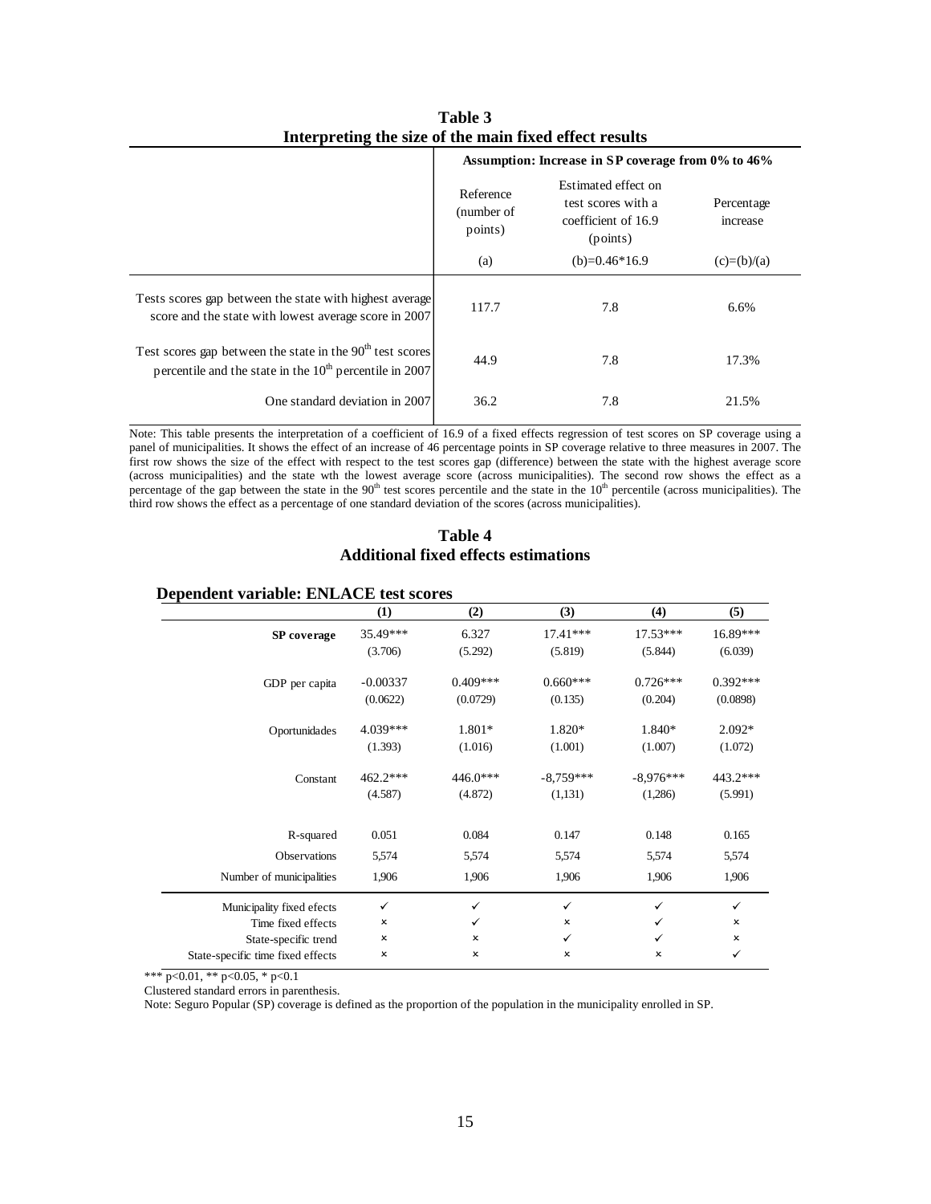**Table 3**
**Interpreting the size of the main fixed effect results**

| | Assumption: Increase in SP coverage from 0% to 46% | | |
|---|---|---|---|
| | Reference (number of points) | Estimated effect on test scores with a coefficient of 16.9 (points) | Percentage increase |
| | (a) | (b)=0.46*16.9 | (c)=(b)/(a) |
| Tests scores gap between the state with highest average score and the state with lowest average score in 2007 | 117.7 | 7.8 | 6.6% |
| Test scores gap between the state in the 90[th] test scores percentile and the state in the 10[th] percentile in 2007 | 44.9 | 7.8 | 17.3% |
| One standard deviation in 2007 | 36.2 | 7.8 | 21.5% |

Note: This table presents the interpretation of a coefficient of 16.9 of a fixed effects regression of test scores on SP coverage using a panel of municipalities. It shows the effect of an increase of 46 percentage points in SP coverage relative to three measures in 2007. The first row shows the size of the effect with respect to the test scores gap (difference) between the state with the highest average score (across municipalities) and the state wth the lowest average score (across municipalities). The second row shows the effect as a percentage of the gap between the state in the 90[th] test scores percentile and the state in the 10[th] percentile (across municipalities). The third row shows the effect as a percentage of one standard deviation of the scores (across municipalities).

**Table 4**
**Additional fixed effects estimations**

**Dependent variable: ENLACE test scores**

| | (1) | (2) | (3) | (4) | (5) |
|---|---|---|---|---|---|
| **SP coverage** | 35.49*** | 6.327 | 17.41*** | 17.53*** | 16.89*** |
| | (3.706) | (5.292) | (5.819) | (5.844) | (6.039) |
| GDP per capita | -0.00337 | 0.409*** | 0.660*** | 0.726*** | 0.392*** |
| | (0.0622) | (0.0729) | (0.135) | (0.204) | (0.0898) |
| Oportunidades | 4.039*** | 1.801* | 1.820* | 1.840* | 2.092* |
| | (1.393) | (1.016) | (1.001) | (1.007) | (1.072) |
| Constant | 462.2*** | 446.0*** | -8,759*** | -8,976*** | 443.2*** |
| | (4.587) | (4.872) | (1,131) | (1,286) | (5.991) |
| R-squared | 0.051 | 0.084 | 0.147 | 0.148 | 0.165 |
| Observations | 5,574 | 5,574 | 5,574 | 5,574 | 5,574 |
| Number of municipalities | 1,906 | 1,906 | 1,906 | 1,906 | 1,906 |
| Municipality fixed efects | ✓ | ✓ | ✓ | ✓ | ✓ |
| Time fixed effects | × | ✓ | × | ✓ | × |
| State-specific trend | × | × | ✓ | ✓ | × |
| State-specific time fixed effects | × | × | × | × | ✓ |

*** p<0.01, ** p<0.05, * p<0.1

Clustered standard errors in parenthesis.

Note: Seguro Popular (SP) coverage is defined as the proportion of the population in the municipality enrolled in SP.